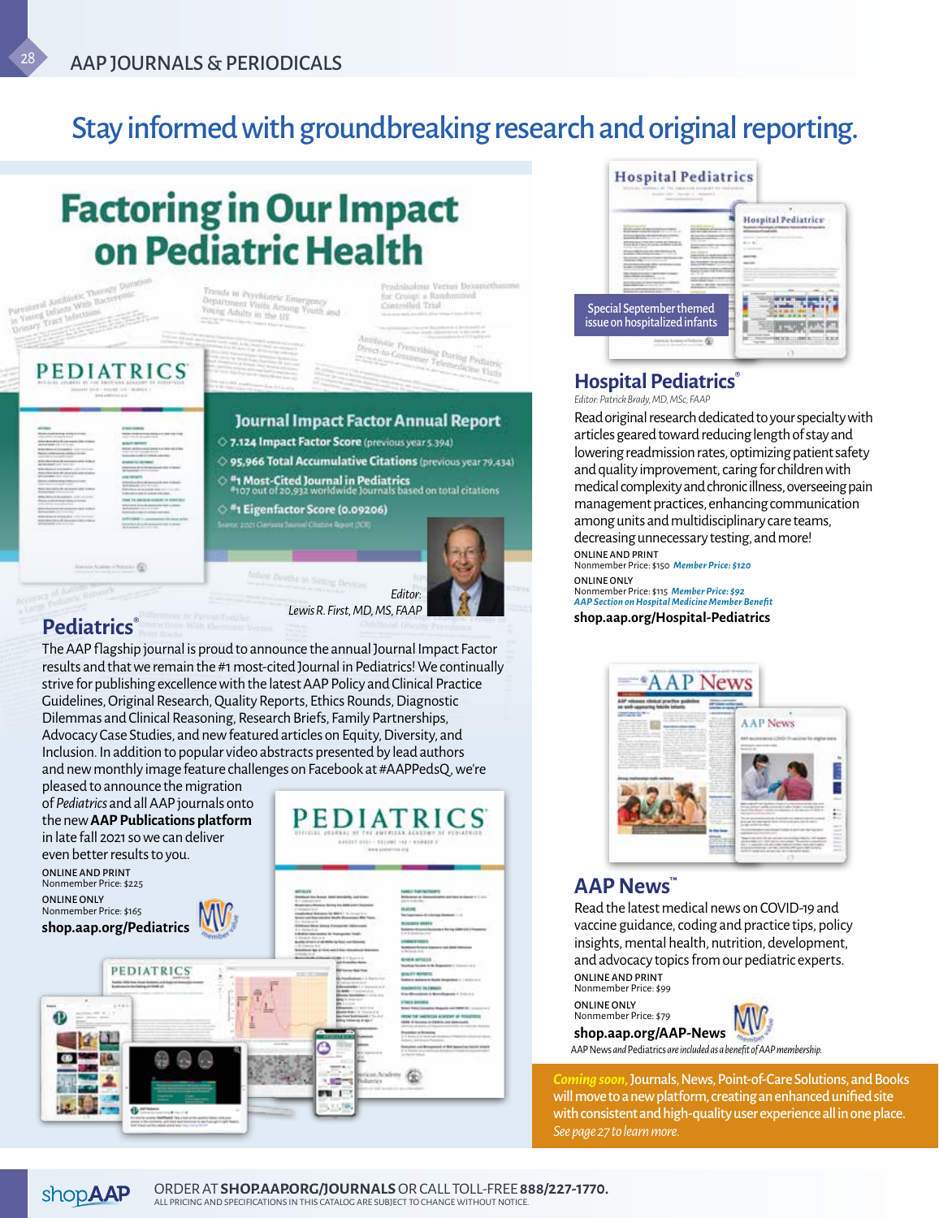# Stay informed with groundbreaking research and original reporting.

## Factoring in Our Impact on Pediatric Health

### Journal Impact Factor Annual Report

- **7.124 Impact Factor Score** (previous year 5.394)
- **95,966 Total Accumulative Citations** (previous year 79,434)
- **#1 Most-Cited Journal in Pediatrics**
  #107 out of 20,932 worldwide journals based on total citations
- **#1 Eigenfactor Score (0.09206)**

Source: 2021 Clarivate Journal Citation Report (JCR)

*Editor:*
*Lewis R. First, MD, MS, FAAP*

## Pediatrics®

The AAP flagship journal is proud to announce the annual Journal Impact Factor results and that we remain the #1 most-cited Journal in Pediatrics! We continually strive for publishing excellence with the latest AAP Policy and Clinical Practice Guidelines, Original Research, Quality Reports, Ethics Rounds, Diagnostic Dilemmas and Clinical Reasoning, Research Briefs, Family Partnerships, Advocacy Case Studies, and new featured articles on Equity, Diversity, and Inclusion. In addition to popular video abstracts presented by lead authors and new monthly image feature challenges on Facebook at #AAPPedsQ, we're pleased to announce the migration of *Pediatrics* and all AAP journals onto the new **AAP Publications platform** in late fall 2021 so we can deliver even better results to you.

ONLINE AND PRINT
Nonmember Price: $225

ONLINE ONLY
Nonmember Price: $165

**shop.aap.org/Pediatrics**

## Hospital Pediatrics®

Special September themed issue on hospitalized infants

*Editor: Patrick Brady, MD, MSc, FAAP*

Read original research dedicated to your specialty with articles geared toward reducing length of stay and lowering readmission rates, optimizing patient safety and quality improvement, caring for children with medical complexity and chronic illness, overseeing pain management practices, enhancing communication among units and multidisciplinary care teams, decreasing unnecessary testing, and more!

ONLINE AND PRINT
Nonmember Price: $150 ***Member Price: $120***

ONLINE ONLY
Nonmember Price: $115 ***Member Price: $92***
***AAP Section on Hospital Medicine Member Benefit***

**shop.aap.org/Hospital-Pediatrics**

## AAP News™

Read the latest medical news on COVID-19 and vaccine guidance, coding and practice tips, policy insights, mental health, nutrition, development, and advocacy topics from our pediatric experts.

ONLINE AND PRINT
Nonmember Price: $99

ONLINE ONLY
Nonmember Price: $79

**shop.aap.org/AAP-News**

*AAP News and Pediatrics are included as a benefit of AAP membership.*

***Coming soon,*** Journals, News, Point-of-Care Solutions, and Books will move to a new platform, creating an enhanced unified site with consistent and high-quality user experience all in one place. *See page 27 to learn more.*

ORDER AT **SHOP.AAP.ORG/JOURNALS** OR CALL TOLL-FREE **888/227-1770.**
ALL PRICING AND SPECIFICATIONS IN THIS CATALOG ARE SUBJECT TO CHANGE WITHOUT NOTICE.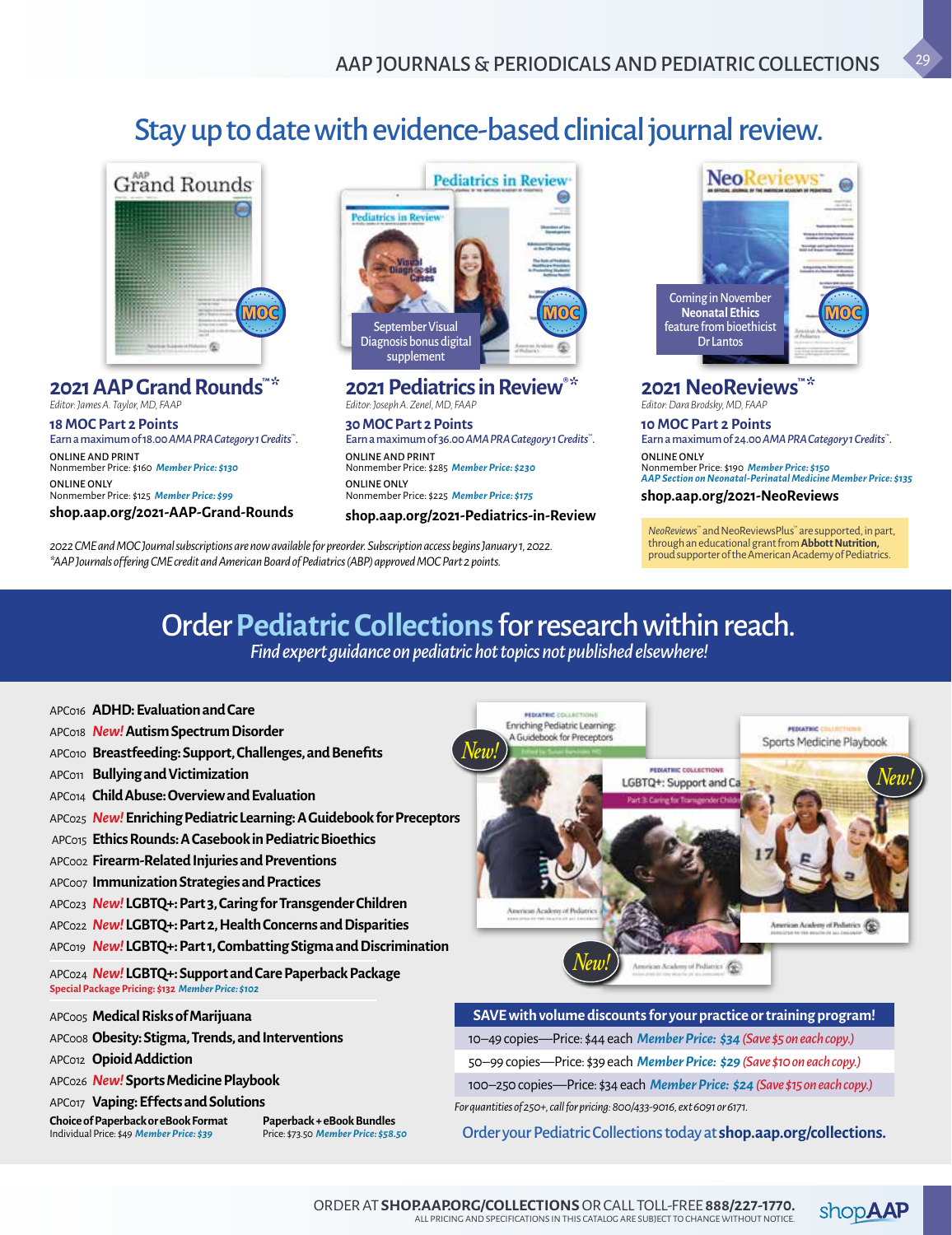# Stay up to date with evidence-based clinical journal review.

## 2021 AAP Grand Rounds™*

*Editor: James A. Taylor, MD, FAAP*

**18 MOC Part 2 Points**

Earn a maximum of 18.00 *AMA PRA Category 1 Credits*™.

ONLINE AND PRINT
Nonmember Price: $160 ***Member Price: $130***

ONLINE ONLY
Nonmember Price: $125 ***Member Price: $99***

**shop.aap.org/2021-AAP-Grand-Rounds**

## 2021 Pediatrics in Review®*

*Editor: Joseph A. Zenel, MD, FAAP*

September Visual Diagnosis bonus digital supplement

**30 MOC Part 2 Points**

Earn a maximum of 36.00 *AMA PRA Category 1 Credits*™.

ONLINE AND PRINT
Nonmember Price: $285 ***Member Price: $230***

ONLINE ONLY
Nonmember Price: $225 ***Member Price: $175***

**shop.aap.org/2021-Pediatrics-in-Review**

## 2021 NeoReviews™*

*Editor: Dara Brodsky, MD, FAAP*

Coming in November **Neonatal Ethics** feature from bioethicist Dr Lantos

**10 MOC Part 2 Points**

Earn a maximum of 24.00 *AMA PRA Category 1 Credits*™.

ONLINE ONLY
Nonmember Price: $190 ***Member Price: $150***
***AAP Section on Neonatal-Perinatal Medicine Member Price: $135***

**shop.aap.org/2021-NeoReviews**

*2022 CME and MOC Journal subscriptions are now available for preorder. Subscription access begins January 1, 2022.*
*\*AAP Journals offering CME credit and American Board of Pediatrics (ABP) approved MOC Part 2 points.*

*NeoReviews*™ and NeoReviewsPlus™ are supported, in part, through an educational grant from **Abbott Nutrition,** proud supporter of the American Academy of Pediatrics.

# Order Pediatric Collections for research within reach.

*Find expert guidance on pediatric hot topics not published elsewhere!*

- APC016 **ADHD: Evaluation and Care**
- APC018 ***New!* Autism Spectrum Disorder**
- APC010 **Breastfeeding: Support, Challenges, and Benefits**
- APC011 **Bullying and Victimization**
- APC014 **Child Abuse: Overview and Evaluation**
- APC025 ***New!* Enriching Pediatric Learning: A Guidebook for Preceptors**
- APC015 **Ethics Rounds: A Casebook in Pediatric Bioethics**
- APC002 **Firearm-Related Injuries and Preventions**
- APC007 **Immunization Strategies and Practices**
- APC023 ***New!* LGBTQ+: Part 3, Caring for Transgender Children**
- APC022 ***New!* LGBTQ+: Part 2, Health Concerns and Disparities**
- APC019 ***New!* LGBTQ+: Part 1, Combatting Stigma and Discrimination**
- APC024 ***New!* LGBTQ+: Support and Care Paperback Package**
  **Special Package Pricing: $132** ***Member Price: $102***
- APC005 **Medical Risks of Marijuana**
- APC008 **Obesity: Stigma, Trends, and Interventions**
- APC012 **Opioid Addiction**
- APC026 ***New!* Sports Medicine Playbook**
- APC017 **Vaping: Effects and Solutions**

**Choice of Paperback or eBook Format**
Individual Price: $49 ***Member Price: $39***

**Paperback + eBook Bundles**
Price: $73.50 ***Member Price: $58.50***

**SAVE with volume discounts for your practice or training program!**

| | |
|---|---|
| 10–49 copies—Price: $44 each | ***Member Price: $34*** *(Save $5 on each copy.)* |
| 50–99 copies—Price: $39 each | ***Member Price: $29*** *(Save $10 on each copy.)* |
| 100–250 copies—Price: $34 each | ***Member Price: $24*** *(Save $15 on each copy.)* |

*For quantities of 250+, call for pricing: 800/433-9016, ext 6091 or 6171.*

Order your Pediatric Collections today at **shop.aap.org/collections.**

ORDER AT **SHOP.AAP.ORG/COLLECTIONS** OR CALL TOLL-FREE **888/227-1770.**
ALL PRICING AND SPECIFICATIONS IN THIS CATALOG ARE SUBJECT TO CHANGE WITHOUT NOTICE.